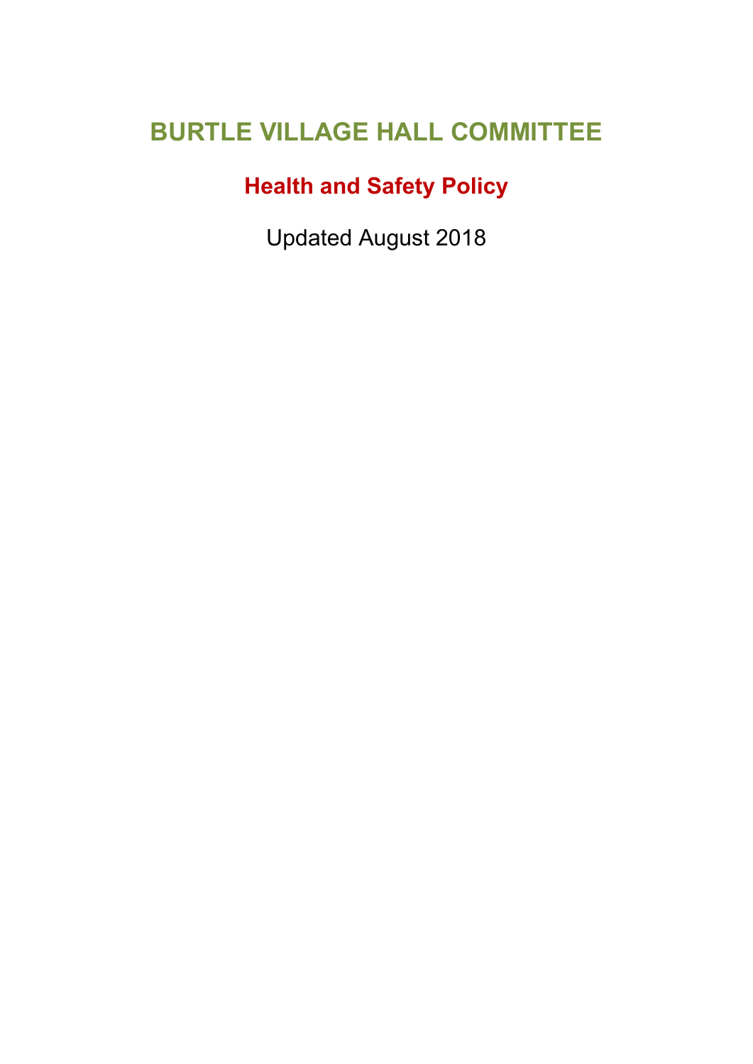# BURTLE VILLAGE HALL COMMITTEE

## Health and Safety Policy

Updated August 2018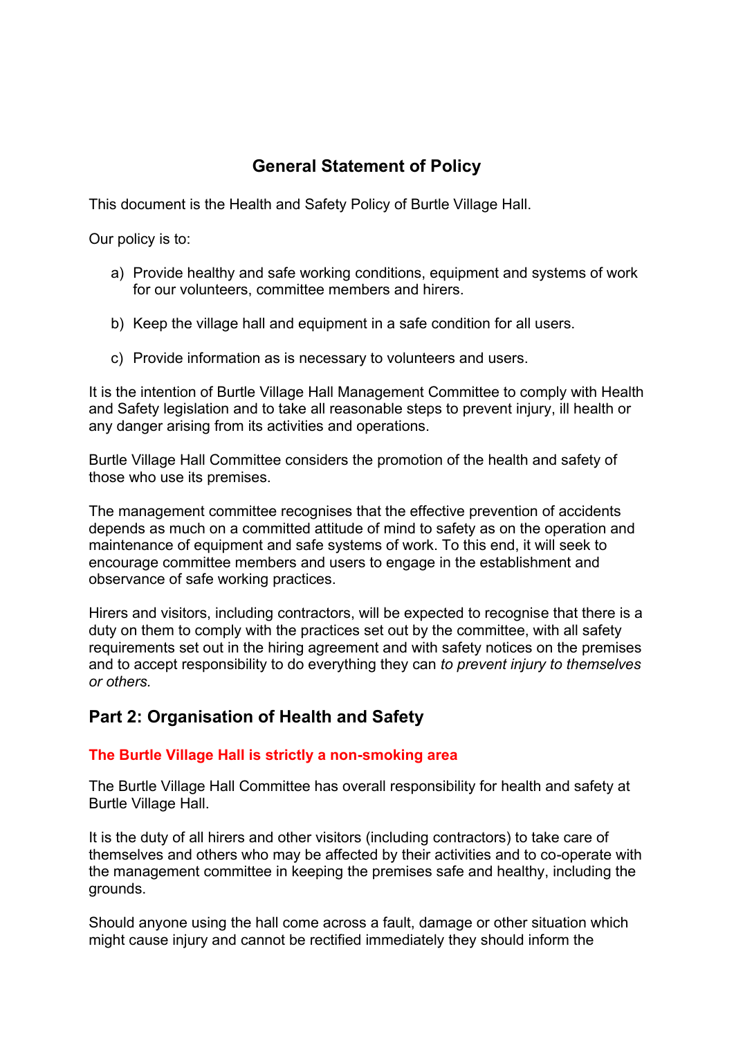## General Statement of Policy

This document is the Health and Safety Policy of Burtle Village Hall.

Our policy is to:

a) Provide healthy and safe working conditions, equipment and systems of work for our volunteers, committee members and hirers.

b) Keep the village hall and equipment in a safe condition for all users.

c) Provide information as is necessary to volunteers and users.

It is the intention of Burtle Village Hall Management Committee to comply with Health and Safety legislation and to take all reasonable steps to prevent injury, ill health or any danger arising from its activities and operations.

Burtle Village Hall Committee considers the promotion of the health and safety of those who use its premises.

The management committee recognises that the effective prevention of accidents depends as much on a committed attitude of mind to safety as on the operation and maintenance of equipment and safe systems of work. To this end, it will seek to encourage committee members and users to engage in the establishment and observance of safe working practices.

Hirers and visitors, including contractors, will be expected to recognise that there is a duty on them to comply with the practices set out by the committee, with all safety requirements set out in the hiring agreement and with safety notices on the premises and to accept responsibility to do everything they can *to prevent injury to themselves or others.*

## Part 2: Organisation of Health and Safety

**The Burtle Village Hall is strictly a non-smoking area**

The Burtle Village Hall Committee has overall responsibility for health and safety at Burtle Village Hall.

It is the duty of all hirers and other visitors (including contractors) to take care of themselves and others who may be affected by their activities and to co-operate with the management committee in keeping the premises safe and healthy, including the grounds.

Should anyone using the hall come across a fault, damage or other situation which might cause injury and cannot be rectified immediately they should inform the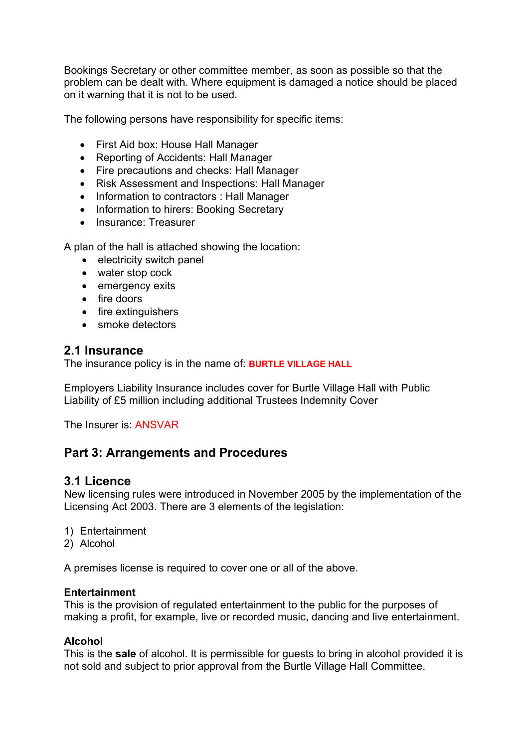Bookings Secretary or other committee member, as soon as possible so that the problem can be dealt with. Where equipment is damaged a notice should be placed on it warning that it is not to be used.

The following persons have responsibility for specific items:

- First Aid box: House Hall Manager
- Reporting of Accidents: Hall Manager
- Fire precautions and checks: Hall Manager
- Risk Assessment and Inspections: Hall Manager
- Information to contractors : Hall Manager
- Information to hirers: Booking Secretary
- Insurance: Treasurer

A plan of the hall is attached showing the location:

- electricity switch panel
- water stop cock
- emergency exits
- fire doors
- fire extinguishers
- smoke detectors

## 2.1 Insurance

The insurance policy is in the name of: **BURTLE VILLAGE HALL**

Employers Liability Insurance includes cover for Burtle Village Hall with Public Liability of £5 million including additional Trustees Indemnity Cover

The Insurer is: ANSVAR

# Part 3: Arrangements and Procedures

## 3.1 Licence

New licensing rules were introduced in November 2005 by the implementation of the Licensing Act 2003. There are 3 elements of the legislation:

1) Entertainment
2) Alcohol

A premises license is required to cover one or all of the above.

**Entertainment**
This is the provision of regulated entertainment to the public for the purposes of making a profit, for example, live or recorded music, dancing and live entertainment.

**Alcohol**
This is the **sale** of alcohol. It is permissible for guests to bring in alcohol provided it is not sold and subject to prior approval from the Burtle Village Hall Committee.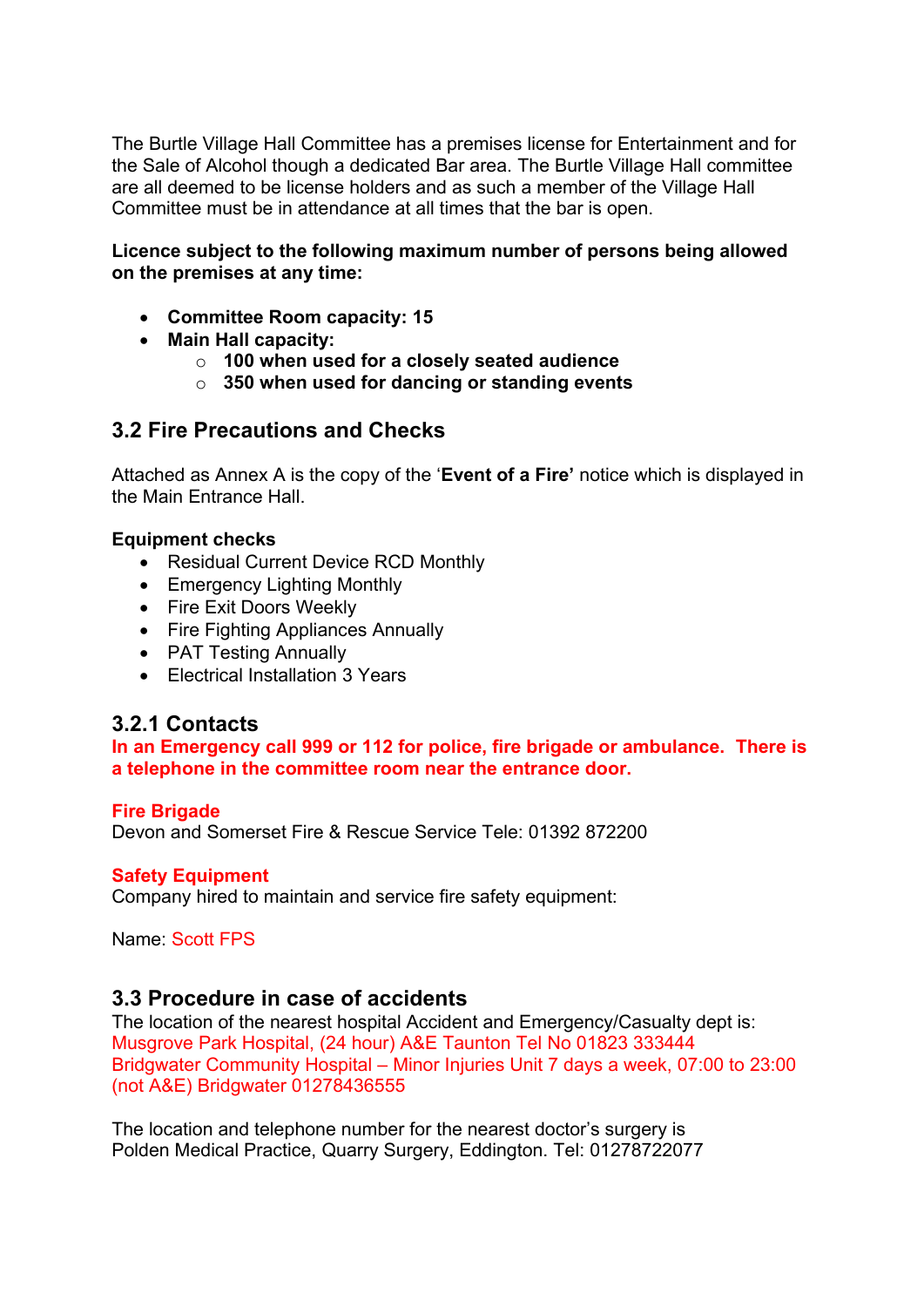The Burtle Village Hall Committee has a premises license for Entertainment and for the Sale of Alcohol though a dedicated Bar area. The Burtle Village Hall committee are all deemed to be license holders and as such a member of the Village Hall Committee must be in attendance at all times that the bar is open.

**Licence subject to the following maximum number of persons being allowed on the premises at any time:**

- **Committee Room capacity: 15**
- **Main Hall capacity:**
  - **100 when used for a closely seated audience**
  - **350 when used for dancing or standing events**

## 3.2 Fire Precautions and Checks

Attached as Annex A is the copy of the '**Event of a Fire'** notice which is displayed in the Main Entrance Hall.

**Equipment checks**

- Residual Current Device RCD Monthly
- Emergency Lighting Monthly
- Fire Exit Doors Weekly
- Fire Fighting Appliances Annually
- PAT Testing Annually
- Electrical Installation 3 Years

### 3.2.1 Contacts

**In an Emergency call 999 or 112 for police, fire brigade or ambulance. There is a telephone in the committee room near the entrance door.**

**Fire Brigade**
Devon and Somerset Fire & Rescue Service Tele: 01392 872200

**Safety Equipment**
Company hired to maintain and service fire safety equipment:

Name: Scott FPS

## 3.3 Procedure in case of accidents

The location of the nearest hospital Accident and Emergency/Casualty dept is:
Musgrove Park Hospital, (24 hour) A&E Taunton Tel No 01823 333444
Bridgwater Community Hospital – Minor Injuries Unit 7 days a week, 07:00 to 23:00 (not A&E) Bridgwater 01278436555

The location and telephone number for the nearest doctor's surgery is
Polden Medical Practice, Quarry Surgery, Eddington. Tel: 01278722077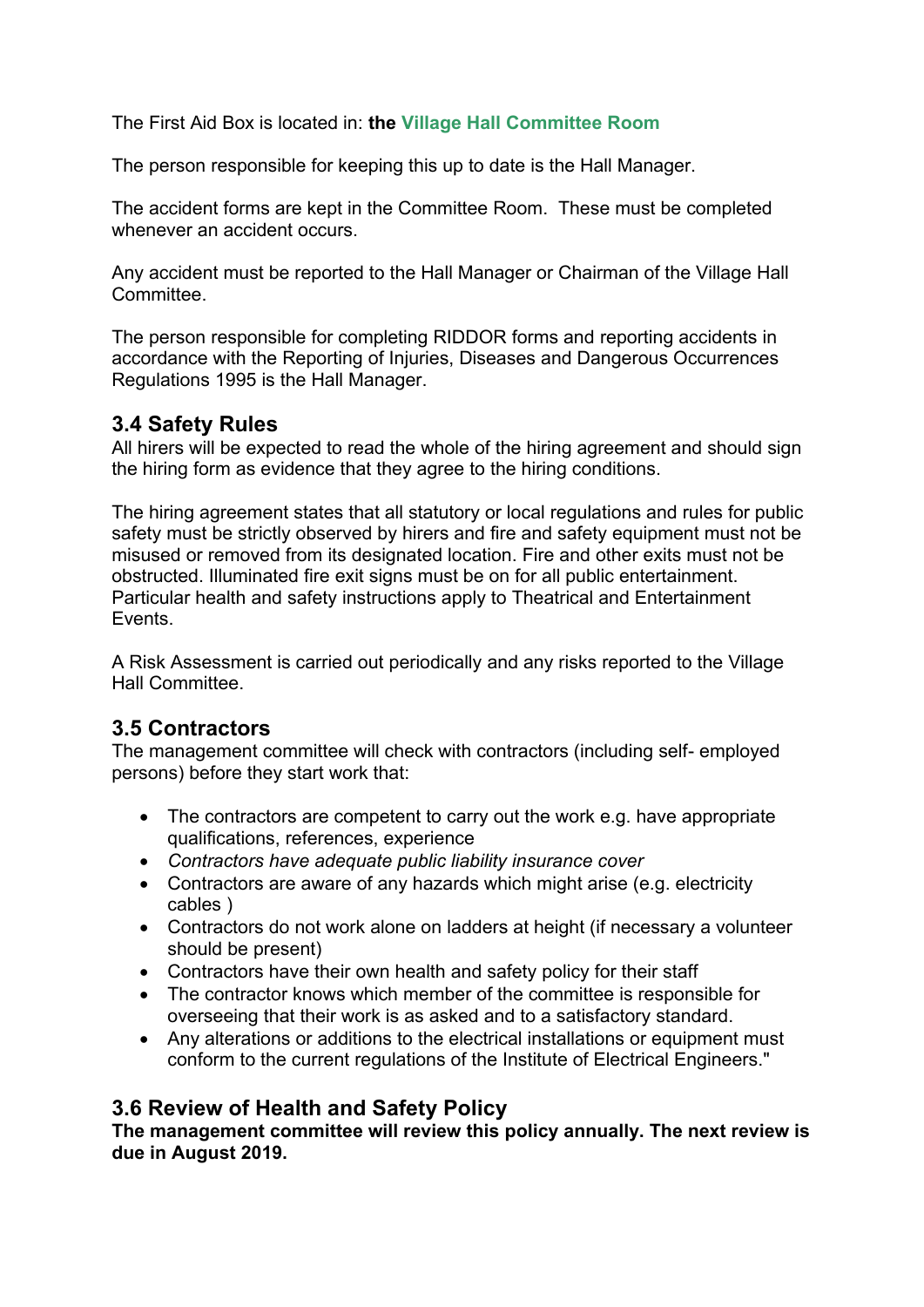The First Aid Box is located in: **the Village Hall Committee Room**

The person responsible for keeping this up to date is the Hall Manager.

The accident forms are kept in the Committee Room. These must be completed whenever an accident occurs.

Any accident must be reported to the Hall Manager or Chairman of the Village Hall Committee.

The person responsible for completing RIDDOR forms and reporting accidents in accordance with the Reporting of Injuries, Diseases and Dangerous Occurrences Regulations 1995 is the Hall Manager.

## 3.4 Safety Rules

All hirers will be expected to read the whole of the hiring agreement and should sign the hiring form as evidence that they agree to the hiring conditions.

The hiring agreement states that all statutory or local regulations and rules for public safety must be strictly observed by hirers and fire and safety equipment must not be misused or removed from its designated location. Fire and other exits must not be obstructed. Illuminated fire exit signs must be on for all public entertainment. Particular health and safety instructions apply to Theatrical and Entertainment Events.

A Risk Assessment is carried out periodically and any risks reported to the Village Hall Committee.

## 3.5 Contractors

The management committee will check with contractors (including self- employed persons) before they start work that:

- The contractors are competent to carry out the work e.g. have appropriate qualifications, references, experience
- *Contractors have adequate public liability insurance cover*
- Contractors are aware of any hazards which might arise (e.g. electricity cables )
- Contractors do not work alone on ladders at height (if necessary a volunteer should be present)
- Contractors have their own health and safety policy for their staff
- The contractor knows which member of the committee is responsible for overseeing that their work is as asked and to a satisfactory standard.
- Any alterations or additions to the electrical installations or equipment must conform to the current regulations of the Institute of Electrical Engineers."

## 3.6 Review of Health and Safety Policy

**The management committee will review this policy annually. The next review is due in August 2019.**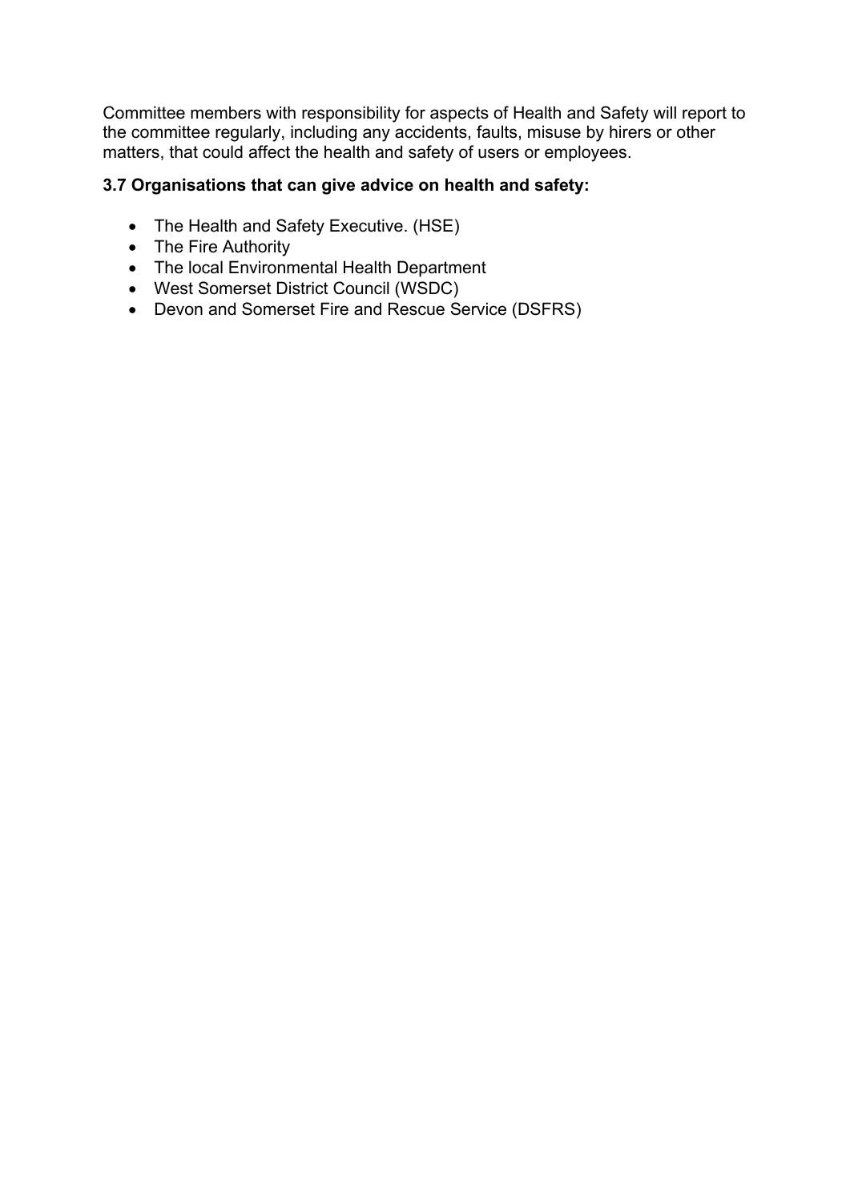Committee members with responsibility for aspects of Health and Safety will report to the committee regularly, including any accidents, faults, misuse by hirers or other matters, that could affect the health and safety of users or employees.

### 3.7 Organisations that can give advice on health and safety:

- The Health and Safety Executive. (HSE)
- The Fire Authority
- The local Environmental Health Department
- West Somerset District Council (WSDC)
- Devon and Somerset Fire and Rescue Service (DSFRS)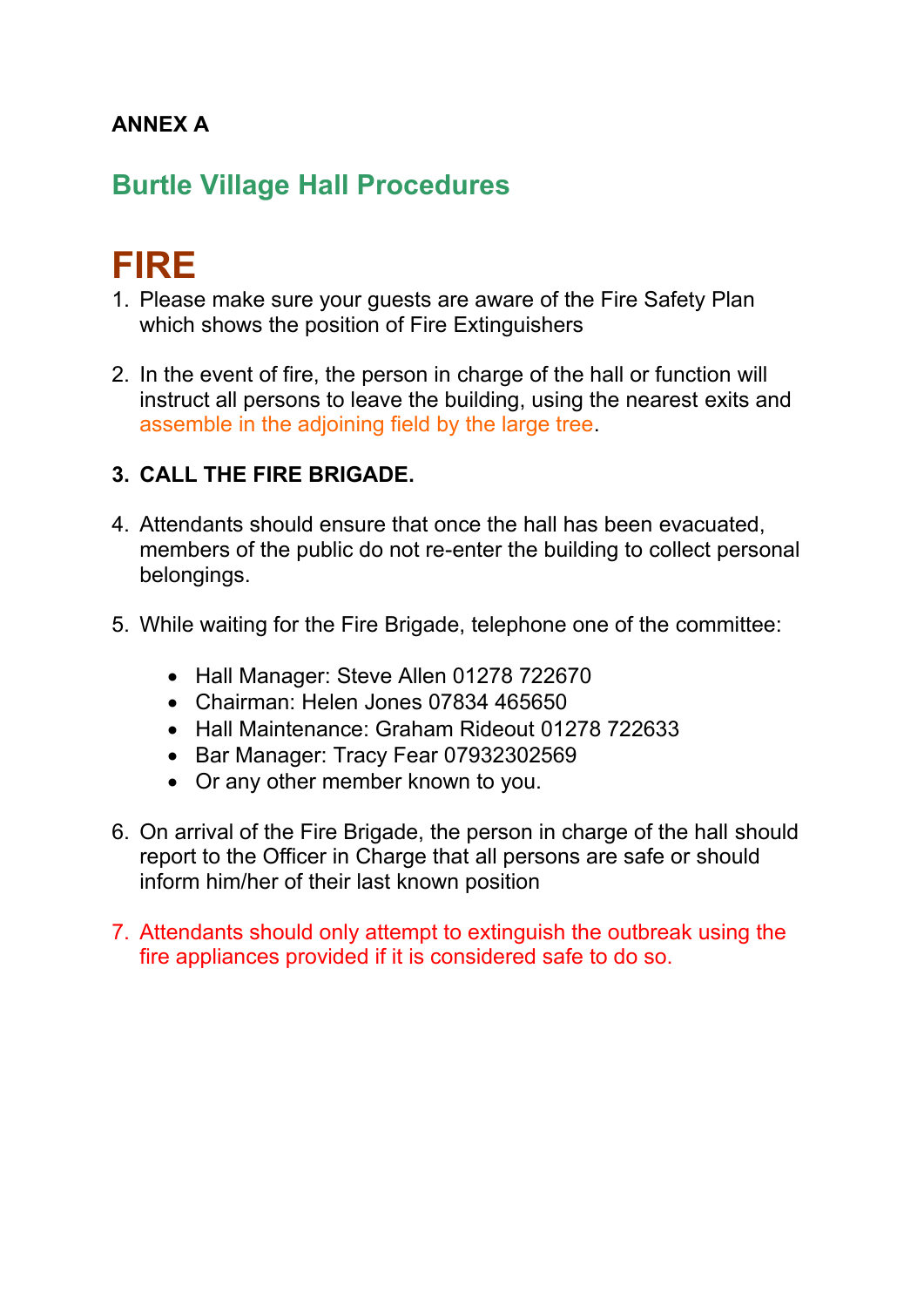**ANNEX A**

## Burtle Village Hall Procedures

# FIRE

1. Please make sure your guests are aware of the Fire Safety Plan which shows the position of Fire Extinguishers

2. In the event of fire, the person in charge of the hall or function will instruct all persons to leave the building, using the nearest exits and assemble in the adjoining field by the large tree.

3. **CALL THE FIRE BRIGADE.**

4. Attendants should ensure that once the hall has been evacuated, members of the public do not re-enter the building to collect personal belongings.

5. While waiting for the Fire Brigade, telephone one of the committee:

   - Hall Manager: Steve Allen 01278 722670
   - Chairman: Helen Jones 07834 465650
   - Hall Maintenance: Graham Rideout 01278 722633
   - Bar Manager: Tracy Fear 07932302569
   - Or any other member known to you.

6. On arrival of the Fire Brigade, the person in charge of the hall should report to the Officer in Charge that all persons are safe or should inform him/her of their last known position

7. Attendants should only attempt to extinguish the outbreak using the fire appliances provided if it is considered safe to do so.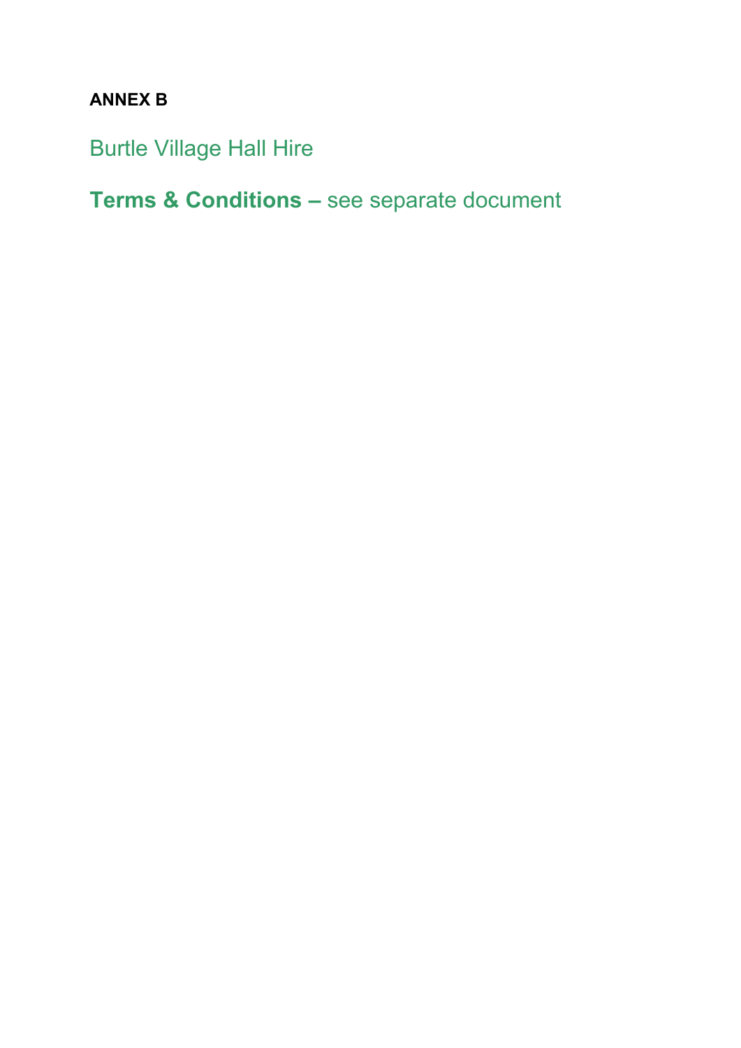**ANNEX B**

## Burtle Village Hall Hire

## **Terms & Conditions –** see separate document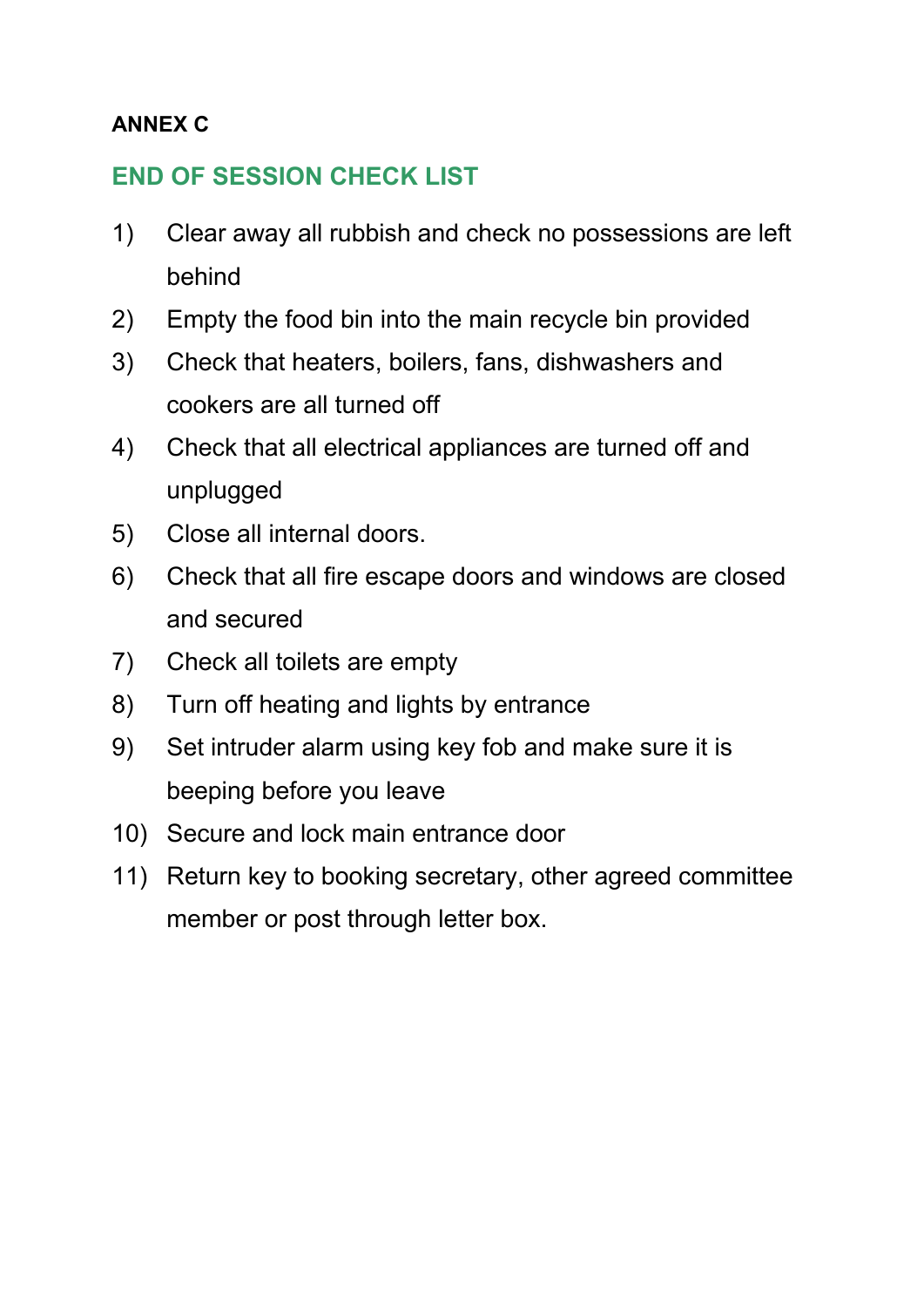**ANNEX C**

## END OF SESSION CHECK LIST

1) Clear away all rubbish and check no possessions are left behind
2) Empty the food bin into the main recycle bin provided
3) Check that heaters, boilers, fans, dishwashers and cookers are all turned off
4) Check that all electrical appliances are turned off and unplugged
5) Close all internal doors.
6) Check that all fire escape doors and windows are closed and secured
7) Check all toilets are empty
8) Turn off heating and lights by entrance
9) Set intruder alarm using key fob and make sure it is beeping before you leave
10) Secure and lock main entrance door
11) Return key to booking secretary, other agreed committee member or post through letter box.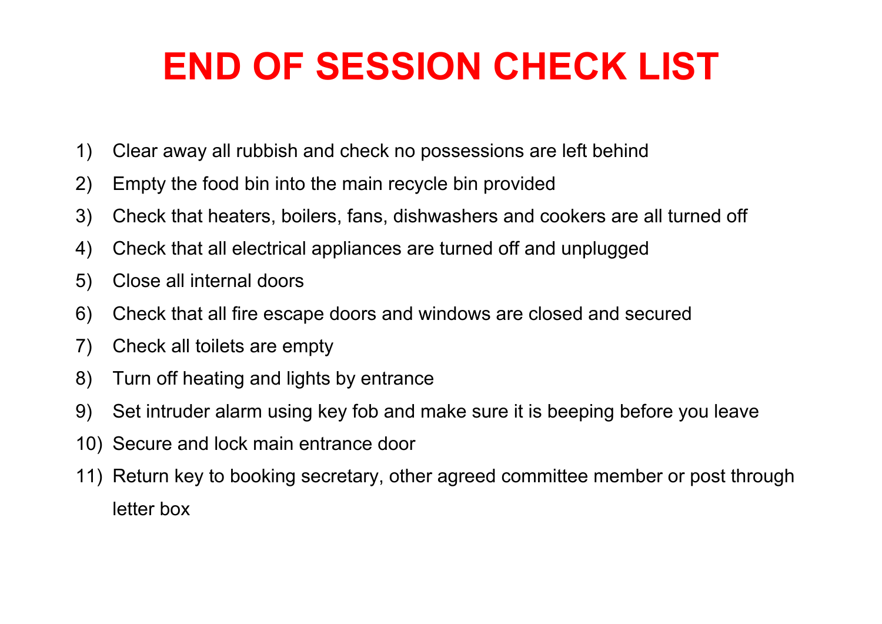# END OF SESSION CHECK LIST

1) Clear away all rubbish and check no possessions are left behind
2) Empty the food bin into the main recycle bin provided
3) Check that heaters, boilers, fans, dishwashers and cookers are all turned off
4) Check that all electrical appliances are turned off and unplugged
5) Close all internal doors
6) Check that all fire escape doors and windows are closed and secured
7) Check all toilets are empty
8) Turn off heating and lights by entrance
9) Set intruder alarm using key fob and make sure it is beeping before you leave
10) Secure and lock main entrance door
11) Return key to booking secretary, other agreed committee member or post through letter box